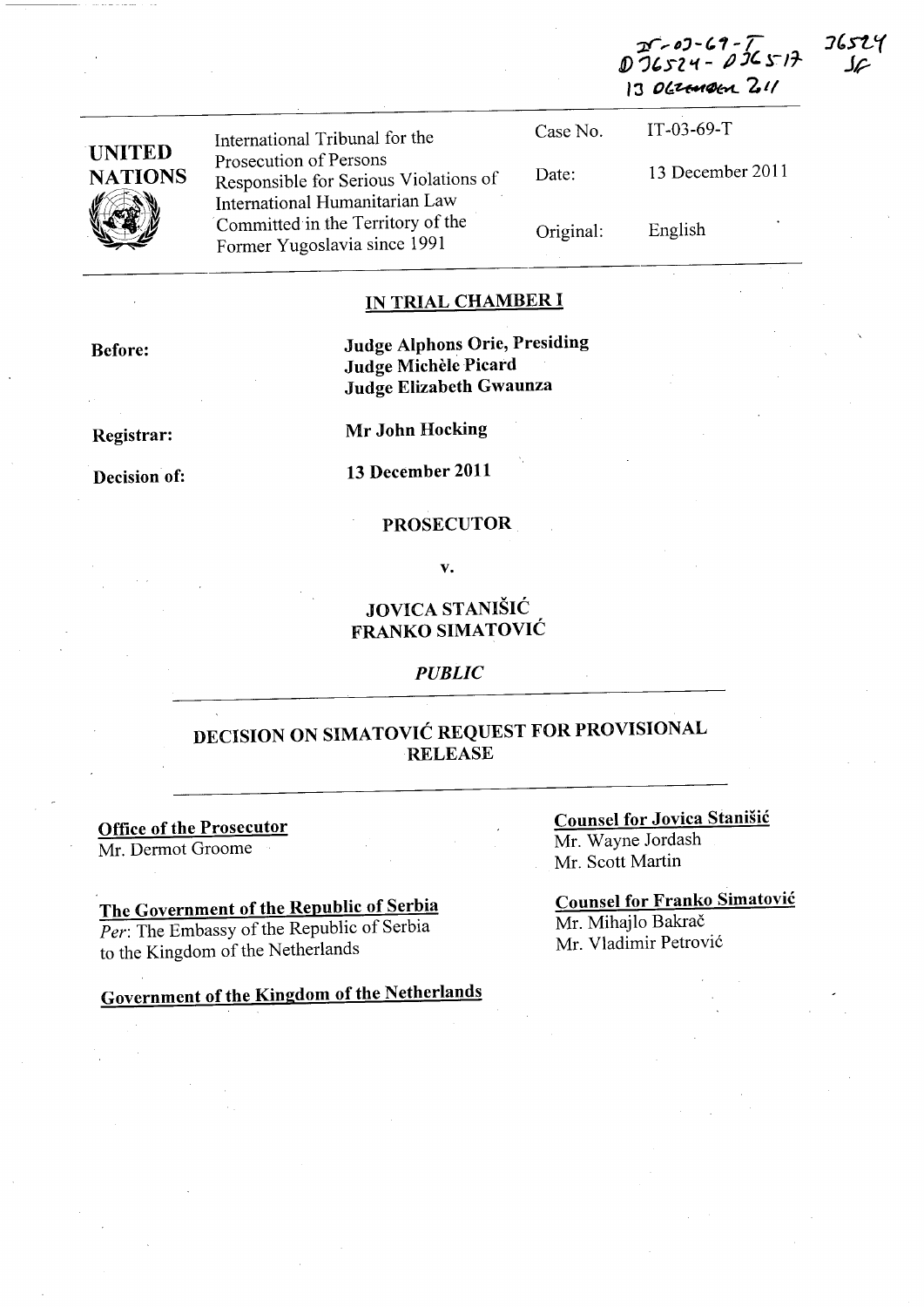IT-03-69-T
D 36524 - D 36517
13 DECEMBER 2011

36524
JF

| UNITED NATIONS | International Tribunal for the Prosecution of Persons Responsible for Serious Violations of International Humanitarian Law Committed in the Territory of the Former Yugoslavia since 1991 | Case No. | IT-03-69-T |
|---|---|---|---|
| | | Date: | 13 December 2011 |
| | | Original: | English |

## IN TRIAL CHAMBER I

**Before:** **Judge Alphons Orie, Presiding**
**Judge Michèle Picard**
**Judge Elizabeth Gwaunza**

**Registrar:** **Mr John Hocking**

**Decision of:** **13 December 2011**

**PROSECUTOR**

**v.**

**JOVICA STANIŠIĆ**
**FRANKO SIMATOVIĆ**

*PUBLIC*

## DECISION ON SIMATOVIĆ REQUEST FOR PROVISIONAL RELEASE

**Office of the Prosecutor**
Mr. Dermot Groome

**The Government of the Republic of Serbia**
*Per*: The Embassy of the Republic of Serbia to the Kingdom of the Netherlands

**Government of the Kingdom of the Netherlands**

**Counsel for Jovica Stanišić**
Mr. Wayne Jordash
Mr. Scott Martin

**Counsel for Franko Simatović**
Mr. Mihajlo Bakrač
Mr. Vladimir Petrović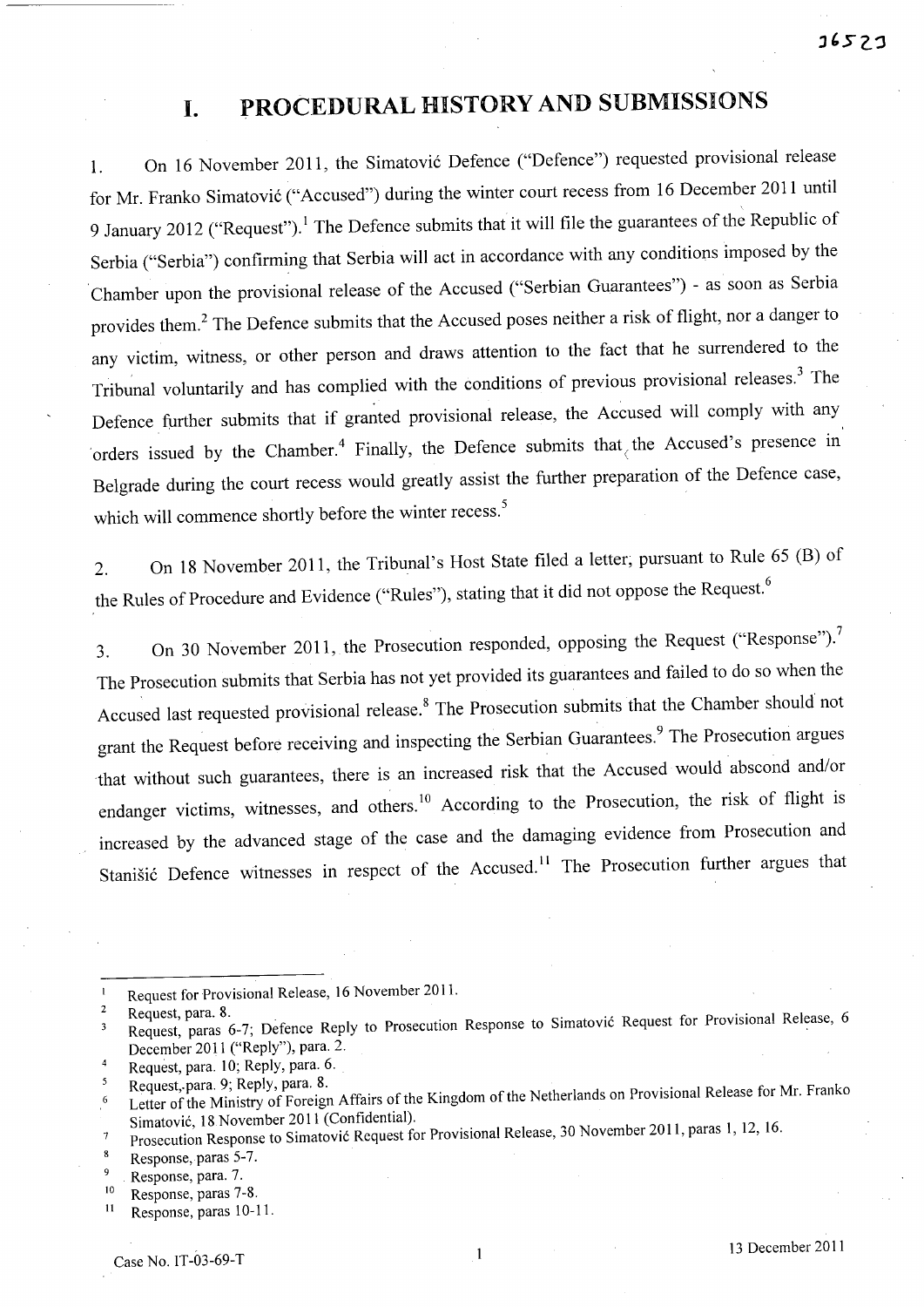# I. PROCEDURAL HISTORY AND SUBMISSIONS

1. On 16 November 2011, the Simatović Defence ("Defence") requested provisional release for Mr. Franko Simatović ("Accused") during the winter court recess from 16 December 2011 until 9 January 2012 ("Request").[1] The Defence submits that it will file the guarantees of the Republic of Serbia ("Serbia") confirming that Serbia will act in accordance with any conditions imposed by the Chamber upon the provisional release of the Accused ("Serbian Guarantees") - as soon as Serbia provides them.[2] The Defence submits that the Accused poses neither a risk of flight, nor a danger to any victim, witness, or other person and draws attention to the fact that he surrendered to the Tribunal voluntarily and has complied with the conditions of previous provisional releases.[3] The Defence further submits that if granted provisional release, the Accused will comply with any orders issued by the Chamber.[4] Finally, the Defence submits that the Accused's presence in Belgrade during the court recess would greatly assist the further preparation of the Defence case, which will commence shortly before the winter recess.[5]

2. On 18 November 2011, the Tribunal's Host State filed a letter, pursuant to Rule 65 (B) of the Rules of Procedure and Evidence ("Rules"), stating that it did not oppose the Request.[6]

3. On 30 November 2011, the Prosecution responded, opposing the Request ("Response").[7] The Prosecution submits that Serbia has not yet provided its guarantees and failed to do so when the Accused last requested provisional release.[8] The Prosecution submits that the Chamber should not grant the Request before receiving and inspecting the Serbian Guarantees.[9] The Prosecution argues that without such guarantees, there is an increased risk that the Accused would abscond and/or endanger victims, witnesses, and others.[10] According to the Prosecution, the risk of flight is increased by the advanced stage of the case and the damaging evidence from Prosecution and Stanišić Defence witnesses in respect of the Accused.[11] The Prosecution further argues that

---

1 Request for Provisional Release, 16 November 2011.

2 Request, para. 8.

3 Request, paras 6-7; Defence Reply to Prosecution Response to Simatović Request for Provisional Release, 6 December 2011 ("Reply"), para. 2.

4 Request, para. 10; Reply, para. 6.

5 Request, para. 9; Reply, para. 8.

6 Letter of the Ministry of Foreign Affairs of the Kingdom of the Netherlands on Provisional Release for Mr. Franko Simatović, 18 November 2011 (Confidential).

7 Prosecution Response to Simatović Request for Provisional Release, 30 November 2011, paras 1, 12, 16.

8 Response, paras 5-7.

9 Response, para. 7.

10 Response, paras 7-8.

11 Response, paras 10-11.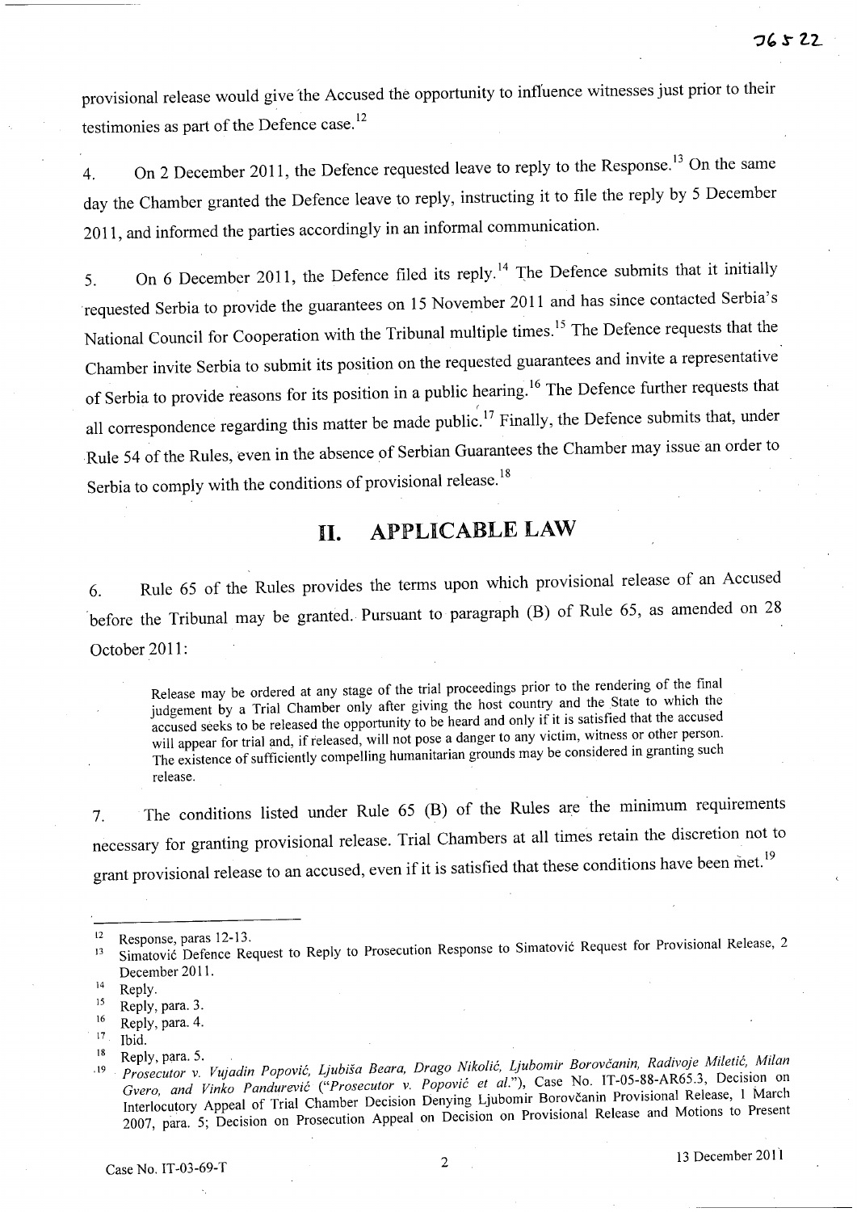provisional release would give the Accused the opportunity to influence witnesses just prior to their testimonies as part of the Defence case.[12]

4. On 2 December 2011, the Defence requested leave to reply to the Response.[13] On the same day the Chamber granted the Defence leave to reply, instructing it to file the reply by 5 December 2011, and informed the parties accordingly in an informal communication.

5. On 6 December 2011, the Defence filed its reply.[14] The Defence submits that it initially requested Serbia to provide the guarantees on 15 November 2011 and has since contacted Serbia's National Council for Cooperation with the Tribunal multiple times.[15] The Defence requests that the Chamber invite Serbia to submit its position on the requested guarantees and invite a representative of Serbia to provide reasons for its position in a public hearing.[16] The Defence further requests that all correspondence regarding this matter be made public.[17] Finally, the Defence submits that, under Rule 54 of the Rules, even in the absence of Serbian Guarantees the Chamber may issue an order to Serbia to comply with the conditions of provisional release.[18]

## II. APPLICABLE LAW

6. Rule 65 of the Rules provides the terms upon which provisional release of an Accused before the Tribunal may be granted. Pursuant to paragraph (B) of Rule 65, as amended on 28 October 2011:

> Release may be ordered at any stage of the trial proceedings prior to the rendering of the final judgement by a Trial Chamber only after giving the host country and the State to which the accused seeks to be released the opportunity to be heard and only if it is satisfied that the accused will appear for trial and, if released, will not pose a danger to any victim, witness or other person. The existence of sufficiently compelling humanitarian grounds may be considered in granting such release.

7. The conditions listed under Rule 65 (B) of the Rules are the minimum requirements necessary for granting provisional release. Trial Chambers at all times retain the discretion not to grant provisional release to an accused, even if it is satisfied that these conditions have been met.[19]

---

[12] Response, paras 12-13.

[13] Simatović Defence Request to Reply to Prosecution Response to Simatović Request for Provisional Release, 2 December 2011.

[14] Reply.

[15] Reply, para. 3.

[16] Reply, para. 4.

[17] Ibid.

[18] Reply, para. 5.

[19] *Prosecutor v. Vujadin Popović, Ljubiša Beara, Drago Nikolić, Ljubomir Borovčanin, Radivoje Miletić, Milan Gvero, and Vinko Pandurević* ("*Prosecutor v. Popović et al.*"), Case No. IT-05-88-AR65.3, Decision on Interlocutory Appeal of Trial Chamber Decision Denying Ljubomir Borovčanin Provisional Release, 1 March 2007, para. 5; Decision on Prosecution Appeal on Decision on Provisional Release and Motions to Present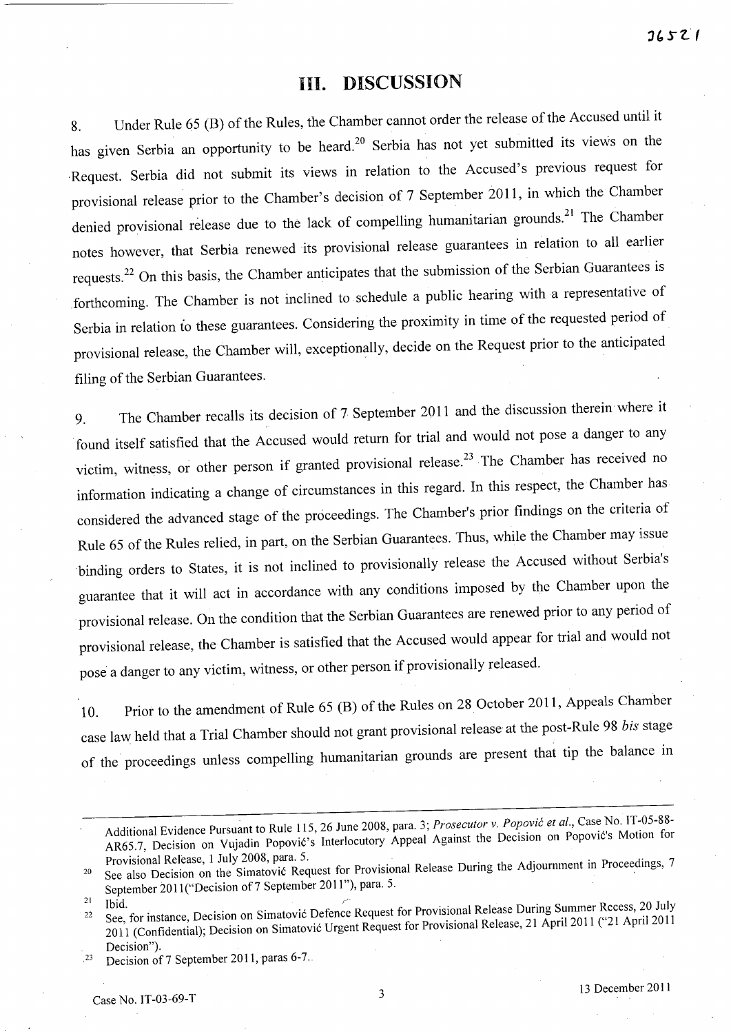## III. DISCUSSION

8. Under Rule 65 (B) of the Rules, the Chamber cannot order the release of the Accused until it has given Serbia an opportunity to be heard.[20] Serbia has not yet submitted its views on the Request. Serbia did not submit its views in relation to the Accused's previous request for provisional release prior to the Chamber's decision of 7 September 2011, in which the Chamber denied provisional release due to the lack of compelling humanitarian grounds.[21] The Chamber notes however, that Serbia renewed its provisional release guarantees in relation to all earlier requests.[22] On this basis, the Chamber anticipates that the submission of the Serbian Guarantees is forthcoming. The Chamber is not inclined to schedule a public hearing with a representative of Serbia in relation to these guarantees. Considering the proximity in time of the requested period of provisional release, the Chamber will, exceptionally, decide on the Request prior to the anticipated filing of the Serbian Guarantees.

9. The Chamber recalls its decision of 7 September 2011 and the discussion therein where it found itself satisfied that the Accused would return for trial and would not pose a danger to any victim, witness, or other person if granted provisional release.[23] The Chamber has received no information indicating a change of circumstances in this regard. In this respect, the Chamber has considered the advanced stage of the proceedings. The Chamber's prior findings on the criteria of Rule 65 of the Rules relied, in part, on the Serbian Guarantees. Thus, while the Chamber may issue binding orders to States, it is not inclined to provisionally release the Accused without Serbia's guarantee that it will act in accordance with any conditions imposed by the Chamber upon the provisional release. On the condition that the Serbian Guarantees are renewed prior to any period of provisional release, the Chamber is satisfied that the Accused would appear for trial and would not pose a danger to any victim, witness, or other person if provisionally released.

10. Prior to the amendment of Rule 65 (B) of the Rules on 28 October 2011, Appeals Chamber case law held that a Trial Chamber should not grant provisional release at the post-Rule 98 *bis* stage of the proceedings unless compelling humanitarian grounds are present that tip the balance in

---

Additional Evidence Pursuant to Rule 115, 26 June 2008, para. 3; *Prosecutor v. Popović et al.*, Case No. IT-05-88-AR65.7, Decision on Vujadin Popović's Interlocutory Appeal Against the Decision on Popović's Motion for Provisional Release, 1 July 2008, para. 5.

[20] See also Decision on the Simatović Request for Provisional Release During the Adjournment in Proceedings, 7 September 2011("Decision of 7 September 2011"), para. 5.

[21] Ibid.

[22] See, for instance, Decision on Simatović Defence Request for Provisional Release During Summer Recess, 20 July 2011 (Confidential); Decision on Simatović Urgent Request for Provisional Release, 21 April 2011 ("21 April 2011 Decision").

[23] Decision of 7 September 2011, paras 6-7.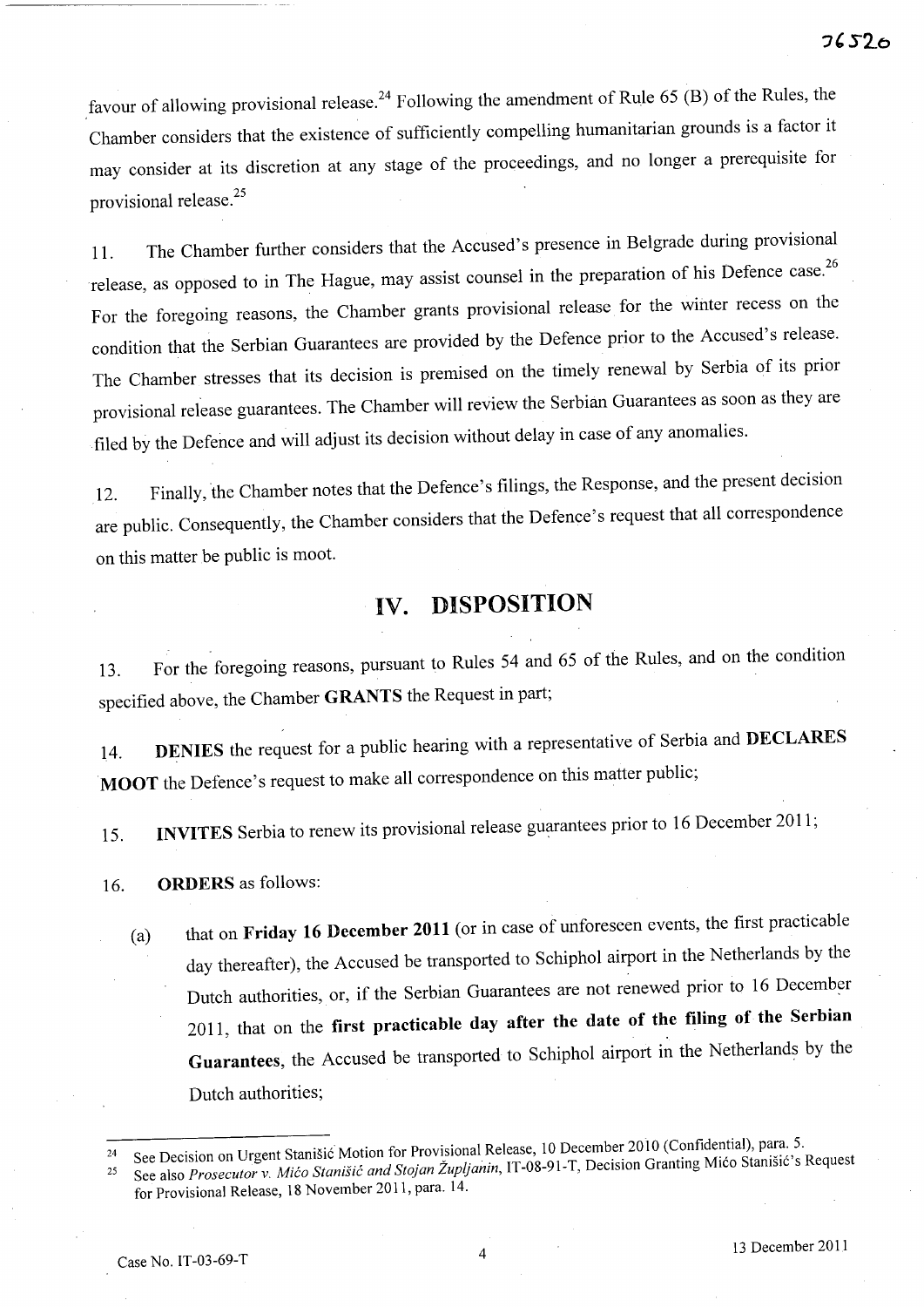favour of allowing provisional release.[24] Following the amendment of Rule 65 (B) of the Rules, the Chamber considers that the existence of sufficiently compelling humanitarian grounds is a factor it may consider at its discretion at any stage of the proceedings, and no longer a prerequisite for provisional release.[25]

11. The Chamber further considers that the Accused's presence in Belgrade during provisional release, as opposed to in The Hague, may assist counsel in the preparation of his Defence case.[26] For the foregoing reasons, the Chamber grants provisional release for the winter recess on the condition that the Serbian Guarantees are provided by the Defence prior to the Accused's release. The Chamber stresses that its decision is premised on the timely renewal by Serbia of its prior provisional release guarantees. The Chamber will review the Serbian Guarantees as soon as they are filed by the Defence and will adjust its decision without delay in case of any anomalies.

12. Finally, the Chamber notes that the Defence's filings, the Response, and the present decision are public. Consequently, the Chamber considers that the Defence's request that all correspondence on this matter be public is moot.

## IV. DISPOSITION

13. For the foregoing reasons, pursuant to Rules 54 and 65 of the Rules, and on the condition specified above, the Chamber **GRANTS** the Request in part;

14. **DENIES** the request for a public hearing with a representative of Serbia and **DECLARES MOOT** the Defence's request to make all correspondence on this matter public;

15. **INVITES** Serbia to renew its provisional release guarantees prior to 16 December 2011;

16. **ORDERS** as follows:

(a) that on **Friday 16 December 2011** (or in case of unforeseen events, the first practicable day thereafter), the Accused be transported to Schiphol airport in the Netherlands by the Dutch authorities, or, if the Serbian Guarantees are not renewed prior to 16 December 2011, that on the **first practicable day after the date of the filing of the Serbian Guarantees**, the Accused be transported to Schiphol airport in the Netherlands by the Dutch authorities;

---

[24] See Decision on Urgent Stanišić Motion for Provisional Release, 10 December 2010 (Confidential), para. 5.

[25] See also *Prosecutor v. Mićo Stanišić and Stojan Župljanin*, IT-08-91-T, Decision Granting Mićo Stanišić's Request for Provisional Release, 18 November 2011, para. 14.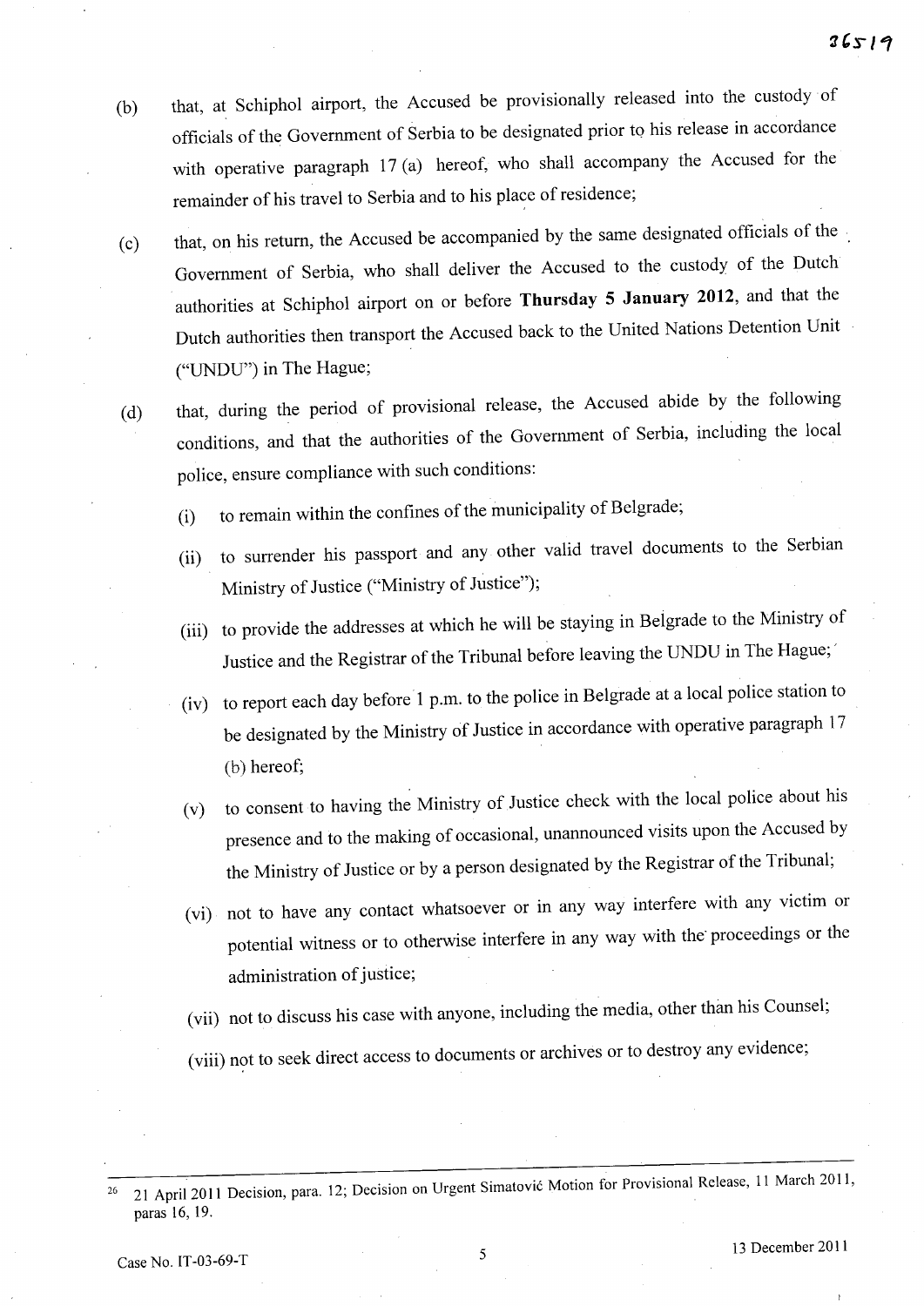(b) that, at Schiphol airport, the Accused be provisionally released into the custody of officials of the Government of Serbia to be designated prior to his release in accordance with operative paragraph 17 (a) hereof, who shall accompany the Accused for the remainder of his travel to Serbia and to his place of residence;

(c) that, on his return, the Accused be accompanied by the same designated officials of the Government of Serbia, who shall deliver the Accused to the custody of the Dutch authorities at Schiphol airport on or before **Thursday 5 January 2012**, and that the Dutch authorities then transport the Accused back to the United Nations Detention Unit ("UNDU") in The Hague;

(d) that, during the period of provisional release, the Accused abide by the following conditions, and that the authorities of the Government of Serbia, including the local police, ensure compliance with such conditions:

   (i) to remain within the confines of the municipality of Belgrade;

   (ii) to surrender his passport and any other valid travel documents to the Serbian Ministry of Justice ("Ministry of Justice");

   (iii) to provide the addresses at which he will be staying in Belgrade to the Ministry of Justice and the Registrar of the Tribunal before leaving the UNDU in The Hague;

   (iv) to report each day before 1 p.m. to the police in Belgrade at a local police station to be designated by the Ministry of Justice in accordance with operative paragraph 17 (b) hereof;

   (v) to consent to having the Ministry of Justice check with the local police about his presence and to the making of occasional, unannounced visits upon the Accused by the Ministry of Justice or by a person designated by the Registrar of the Tribunal;

   (vi) not to have any contact whatsoever or in any way interfere with any victim or potential witness or to otherwise interfere in any way with the proceedings or the administration of justice;

   (vii) not to discuss his case with anyone, including the media, other than his Counsel;

   (viii) not to seek direct access to documents or archives or to destroy any evidence;

---

[26] 21 April 2011 Decision, para. 12; Decision on Urgent Simatović Motion for Provisional Release, 11 March 2011, paras 16, 19.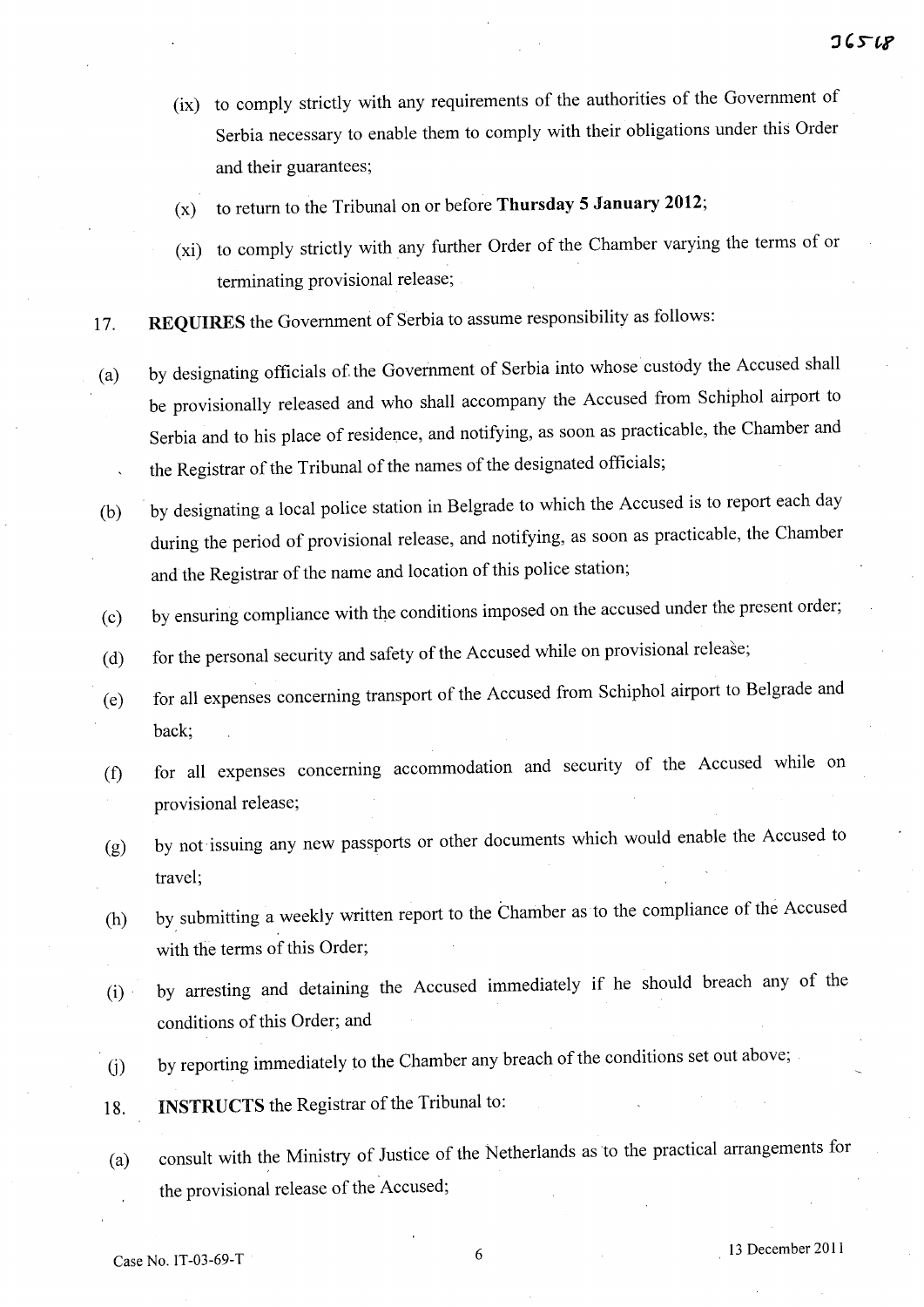(ix) to comply strictly with any requirements of the authorities of the Government of Serbia necessary to enable them to comply with their obligations under this Order and their guarantees;

(x) to return to the Tribunal on or before **Thursday 5 January 2012**;

(xi) to comply strictly with any further Order of the Chamber varying the terms of or terminating provisional release;

17. **REQUIRES** the Government of Serbia to assume responsibility as follows:

(a) by designating officials of the Government of Serbia into whose custody the Accused shall be provisionally released and who shall accompany the Accused from Schiphol airport to Serbia and to his place of residence, and notifying, as soon as practicable, the Chamber and the Registrar of the Tribunal of the names of the designated officials;

(b) by designating a local police station in Belgrade to which the Accused is to report each day during the period of provisional release, and notifying, as soon as practicable, the Chamber and the Registrar of the name and location of this police station;

(c) by ensuring compliance with the conditions imposed on the accused under the present order;

(d) for the personal security and safety of the Accused while on provisional release;

(e) for all expenses concerning transport of the Accused from Schiphol airport to Belgrade and back;

(f) for all expenses concerning accommodation and security of the Accused while on provisional release;

(g) by not issuing any new passports or other documents which would enable the Accused to travel;

(h) by submitting a weekly written report to the Chamber as to the compliance of the Accused with the terms of this Order;

(i) by arresting and detaining the Accused immediately if he should breach any of the conditions of this Order; and

(j) by reporting immediately to the Chamber any breach of the conditions set out above;

18. **INSTRUCTS** the Registrar of the Tribunal to:

(a) consult with the Ministry of Justice of the Netherlands as to the practical arrangements for the provisional release of the Accused;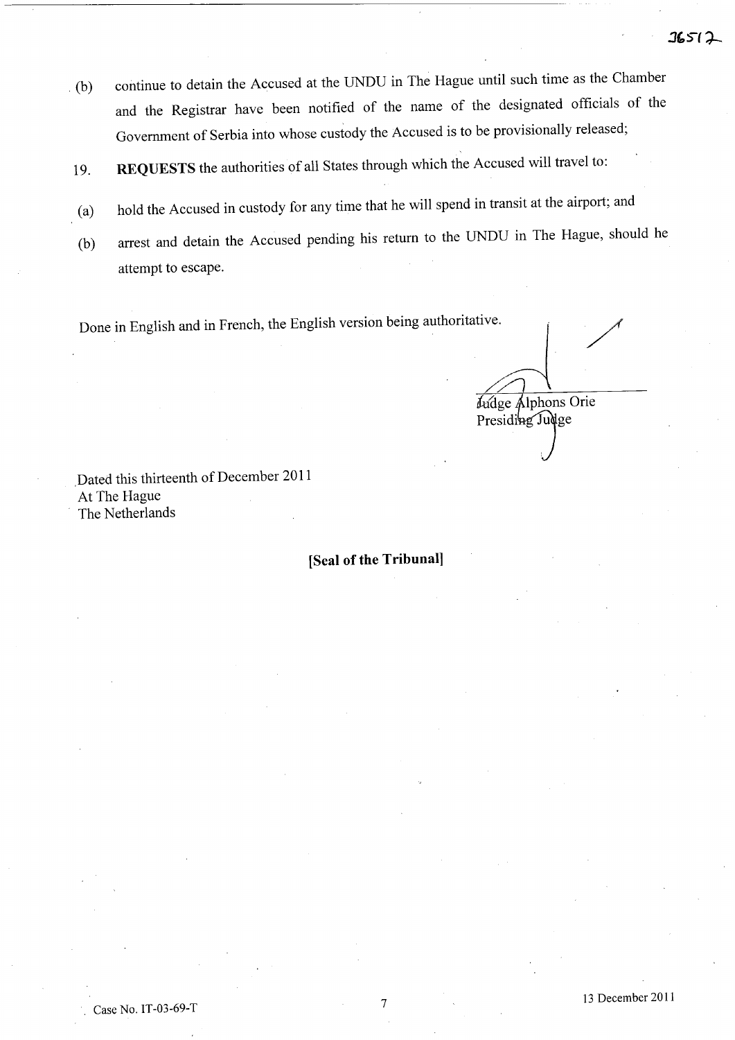(b) continue to detain the Accused at the UNDU in The Hague until such time as the Chamber and the Registrar have been notified of the name of the designated officials of the Government of Serbia into whose custody the Accused is to be provisionally released;

19. **REQUESTS** the authorities of all States through which the Accused will travel to:

(a) hold the Accused in custody for any time that he will spend in transit at the airport; and

(b) arrest and detain the Accused pending his return to the UNDU in The Hague, should he attempt to escape.

Done in English and in French, the English version being authoritative.

Judge Alphons Orie
Presiding Judge

Dated this thirteenth of December 2011
At The Hague
The Netherlands

**[Seal of the Tribunal]**